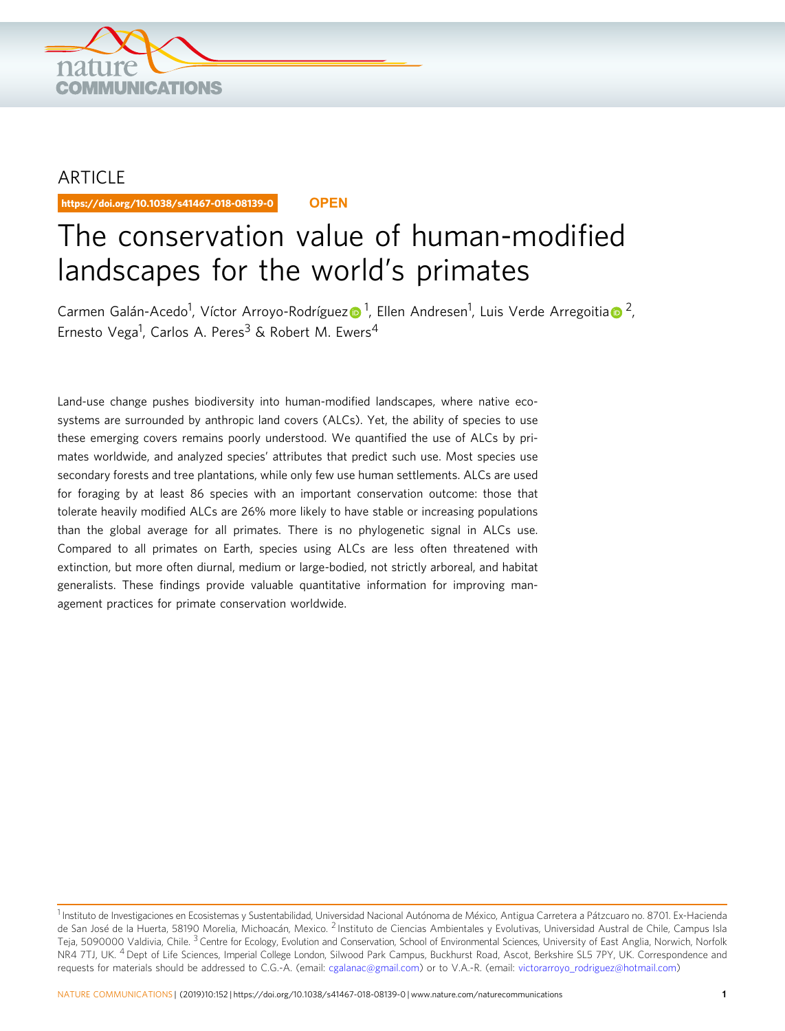ARTICLE

https://doi.org/10.1038/s41467-018-08139-0 OPEN

# The conservation value of human-modified landscapes for the world's primates

Carmen Galán-Acedo[1], Víctor Arroyo-Rodríguez[1], Ellen Andresen[1], Luis Verde Arregoitia[2], Ernesto Vega[1], Carlos A. Peres[3] & Robert M. Ewers[4]

Land-use change pushes biodiversity into human-modified landscapes, where native ecosystems are surrounded by anthropic land covers (ALCs). Yet, the ability of species to use these emerging covers remains poorly understood. We quantified the use of ALCs by primates worldwide, and analyzed species' attributes that predict such use. Most species use secondary forests and tree plantations, while only few use human settlements. ALCs are used for foraging by at least 86 species with an important conservation outcome: those that tolerate heavily modified ALCs are 26% more likely to have stable or increasing populations than the global average for all primates. There is no phylogenetic signal in ALCs use. Compared to all primates on Earth, species using ALCs are less often threatened with extinction, but more often diurnal, medium or large-bodied, not strictly arboreal, and habitat generalists. These findings provide valuable quantitative information for improving management practices for primate conservation worldwide.

---

[1] Instituto de Investigaciones en Ecosistemas y Sustentabilidad, Universidad Nacional Autónoma de México, Antigua Carretera a Pátzcuaro no. 8701. Ex-Hacienda de San José de la Huerta, 58190 Morelia, Michoacán, Mexico. [2] Instituto de Ciencias Ambientales y Evolutivas, Universidad Austral de Chile, Campus Isla Teja, 5090000 Valdivia, Chile. [3] Centre for Ecology, Evolution and Conservation, School of Environmental Sciences, University of East Anglia, Norwich, Norfolk NR4 7TJ, UK. [4] Dept of Life Sciences, Imperial College London, Silwood Park Campus, Buckhurst Road, Ascot, Berkshire SL5 7PY, UK. Correspondence and requests for materials should be addressed to C.G.-A. (email: cgalanac@gmail.com) or to V.A.-R. (email: victorarroyo_rodriguez@hotmail.com)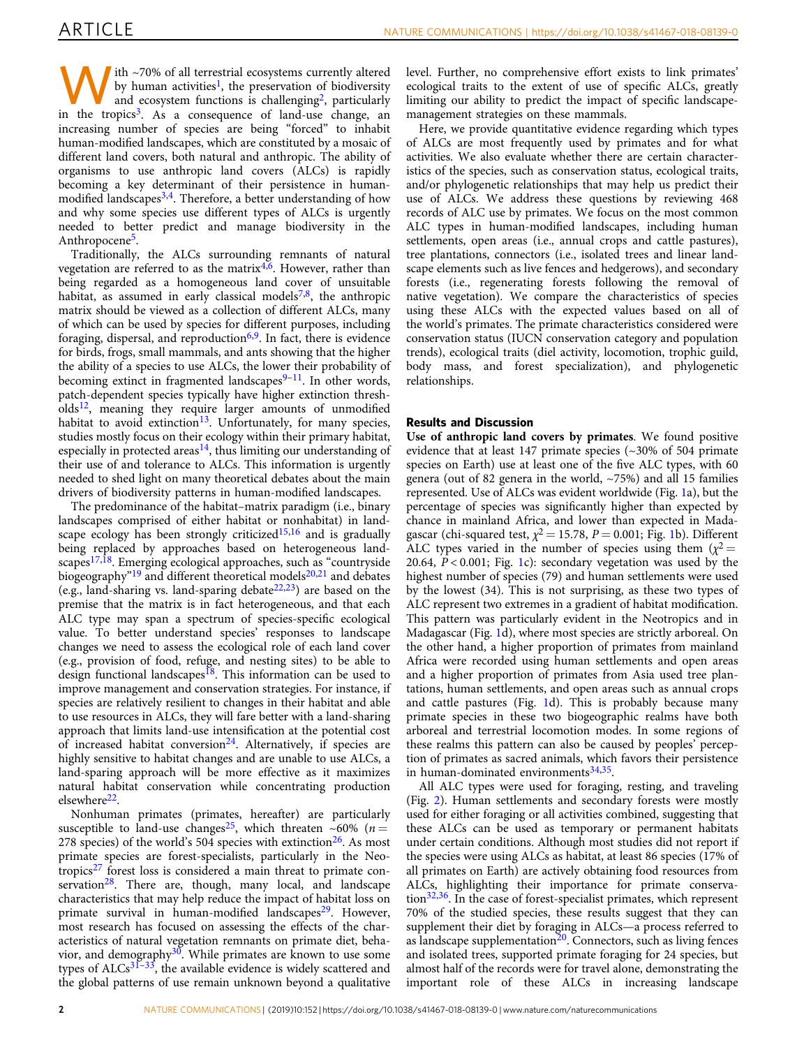With ~70% of all terrestrial ecosystems currently altered by human activities[1], the preservation of biodiversity and ecosystem functions is challenging[2], particularly in the tropics[3]. As a consequence of land-use change, an increasing number of species are being "forced" to inhabit human-modified landscapes, which are constituted by a mosaic of different land covers, both natural and anthropic. The ability of organisms to use anthropic land covers (ALCs) is rapidly becoming a key determinant of their persistence in human-modified landscapes[3,4]. Therefore, a better understanding of how and why some species use different types of ALCs is urgently needed to better predict and manage biodiversity in the Anthropocene[5].

Traditionally, the ALCs surrounding remnants of natural vegetation are referred to as the matrix[4,6]. However, rather than being regarded as a homogeneous land cover of unsuitable habitat, as assumed in early classical models[7,8], the anthropic matrix should be viewed as a collection of different ALCs, many of which can be used by species for different purposes, including foraging, dispersal, and reproduction[6,9]. In fact, there is evidence for birds, frogs, small mammals, and ants showing that the higher the ability of a species to use ALCs, the lower their probability of becoming extinct in fragmented landscapes[9–11]. In other words, patch-dependent species typically have higher extinction thresholds[12], meaning they require larger amounts of unmodified habitat to avoid extinction[13]. Unfortunately, for many species, studies mostly focus on their ecology within their primary habitat, especially in protected areas[14], thus limiting our understanding of their use of and tolerance to ALCs. This information is urgently needed to shed light on many theoretical debates about the main drivers of biodiversity patterns in human-modified landscapes.

The predominance of the habitat–matrix paradigm (i.e., binary landscapes comprised of either habitat or nonhabitat) in landscape ecology has been strongly criticized[15,16] and is gradually being replaced by approaches based on heterogeneous landscapes[17,18]. Emerging ecological approaches, such as "countryside biogeography"[19] and different theoretical models[20,21] and debates (e.g., land-sharing vs. land-sparing debate[22,23]) are based on the premise that the matrix is in fact heterogeneous, and that each ALC type may span a spectrum of species-specific ecological value. To better understand species' responses to landscape changes we need to assess the ecological role of each land cover (e.g., provision of food, refuge, and nesting sites) to be able to design functional landscapes[18]. This information can be used to improve management and conservation strategies. For instance, if species are relatively resilient to changes in their habitat and able to use resources in ALCs, they will fare better with a land-sharing approach that limits land-use intensification at the potential cost of increased habitat conversion[24]. Alternatively, if species are highly sensitive to habitat changes and are unable to use ALCs, a land-sparing approach will be more effective as it maximizes natural habitat conservation while concentrating production elsewhere[22].

Nonhuman primates (primates, hereafter) are particularly susceptible to land-use changes[25], which threaten ~60% ($n$ = 278 species) of the world's 504 species with extinction[26]. As most primate species are forest-specialists, particularly in the Neotropics[27] forest loss is considered a main threat to primate conservation[28]. There are, though, many local, and landscape characteristics that may help reduce the impact of habitat loss on primate survival in human-modified landscapes[29]. However, most research has focused on assessing the effects of the characteristics of natural vegetation remnants on primate diet, behavior, and demography[30]. While primates are known to use some types of ALCs[31–33], the available evidence is widely scattered and the global patterns of use remain unknown beyond a qualitative level. Further, no comprehensive effort exists to link primates' ecological traits to the extent of use of specific ALCs, greatly limiting our ability to predict the impact of specific landscape-management strategies on these mammals.

Here, we provide quantitative evidence regarding which types of ALCs are most frequently used by primates and for what activities. We also evaluate whether there are certain characteristics of the species, such as conservation status, ecological traits, and/or phylogenetic relationships that may help us predict their use of ALCs. We address these questions by reviewing 468 records of ALC use by primates. We focus on the most common ALC types in human-modified landscapes, including human settlements, open areas (i.e., annual crops and cattle pastures), tree plantations, connectors (i.e., isolated trees and linear landscape elements such as live fences and hedgerows), and secondary forests (i.e., regenerating forests following the removal of native vegetation). We compare the characteristics of species using these ALCs with the expected values based on all of the world's primates. The primate characteristics considered were conservation status (IUCN conservation category and population trends), ecological traits (diel activity, locomotion, trophic guild, body mass, and forest specialization), and phylogenetic relationships.

## Results and Discussion

**Use of anthropic land covers by primates**. We found positive evidence that at least 147 primate species (~30% of 504 primate species on Earth) use at least one of the five ALC types, with 60 genera (out of 82 genera in the world, ~75%) and all 15 families represented. Use of ALCs was evident worldwide (Fig. 1a), but the percentage of species was significantly higher than expected by chance in mainland Africa, and lower than expected in Madagascar (chi-squared test, $\chi^2 = 15.78$, $P = 0.001$; Fig. 1b). Different ALC types varied in the number of species using them ($\chi^2 = 20.64$, $P < 0.001$; Fig. 1c): secondary vegetation was used by the highest number of species (79) and human settlements were used by the lowest (34). This is not surprising, as these two types of ALC represent two extremes in a gradient of habitat modification. This pattern was particularly evident in the Neotropics and in Madagascar (Fig. 1d), where most species are strictly arboreal. On the other hand, a higher proportion of primates from mainland Africa were recorded using human settlements and open areas and a higher proportion of primates from Asia used tree plantations, human settlements, and open areas such as annual crops and cattle pastures (Fig. 1d). This is probably because many primate species in these two biogeographic realms have both arboreal and terrestrial locomotion modes. In some regions of these realms this pattern can also be caused by peoples' perception of primates as sacred animals, which favors their persistence in human-dominated environments[34,35].

All ALC types were used for foraging, resting, and traveling (Fig. 2). Human settlements and secondary forests were mostly used for either foraging or all activities combined, suggesting that these ALCs can be used as temporary or permanent habitats under certain conditions. Although most studies did not report if the species were using ALCs as habitat, at least 86 species (17% of all primates on Earth) are actively obtaining food resources from ALCs, highlighting their importance for primate conservation[32,36]. In the case of forest-specialist primates, which represent 70% of the studied species, these results suggest that they can supplement their diet by foraging in ALCs—a process referred to as landscape supplementation[20]. Connectors, such as living fences and isolated trees, supported primate foraging for 24 species, but almost half of the records were for travel alone, demonstrating the important role of these ALCs in increasing landscape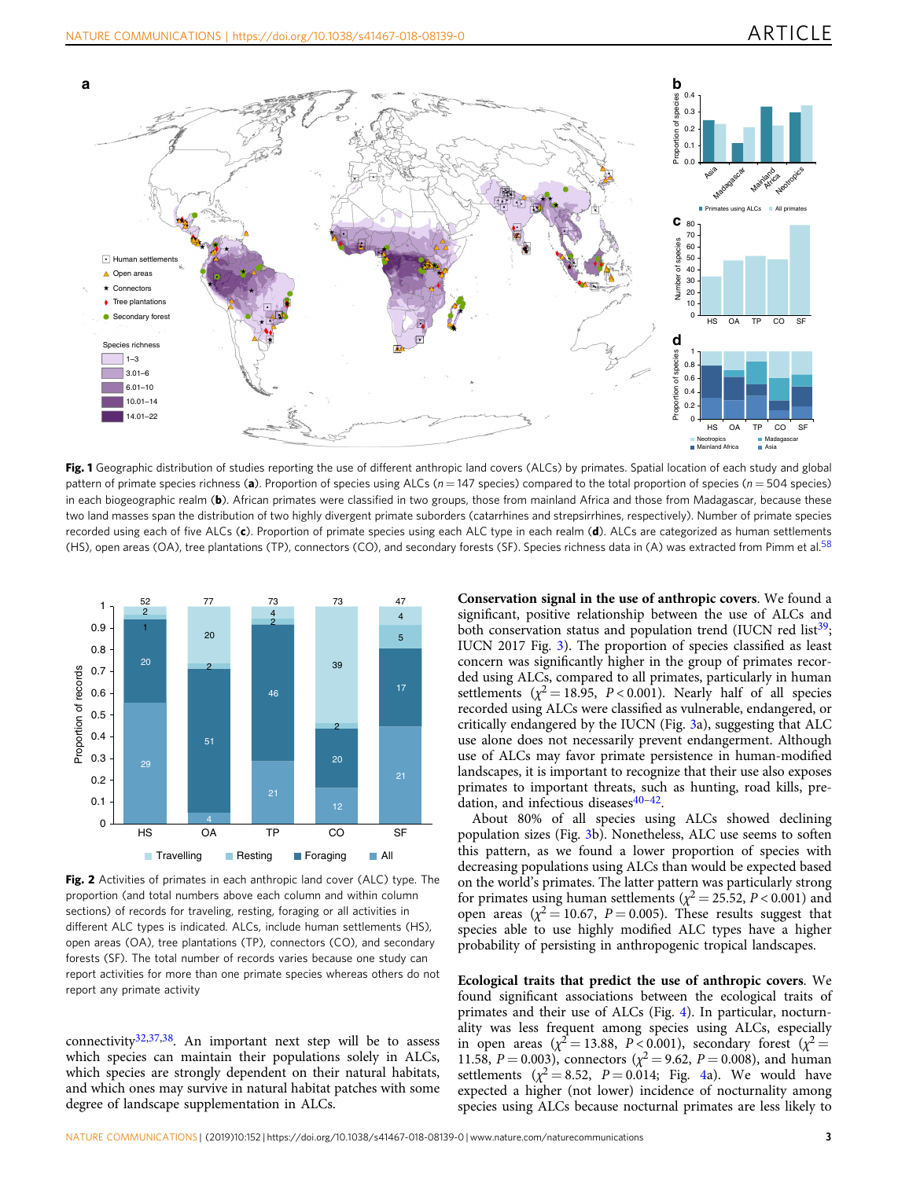**Fig. 1** Geographic distribution of studies reporting the use of different anthropic land covers (ALCs) by primates. Spatial location of each study and global pattern of primate species richness (**a**). Proportion of species using ALCs ($n = 147$ species) compared to the total proportion of species ($n = 504$ species) in each biogeographic realm (**b**). African primates were classified in two groups, those from mainland Africa and those from Madagascar, because these two land masses span the distribution of two highly divergent primate suborders (catarrhines and strepsirrhines, respectively). Number of primate species recorded using each of five ALCs (**c**). Proportion of primate species using each ALC type in each realm (**d**). ALCs are categorized as human settlements (HS), open areas (OA), tree plantations (TP), connectors (CO), and secondary forests (SF). Species richness data in (A) was extracted from Pimm et al.[58]

**Fig. 2** Activities of primates in each anthropic land cover (ALC) type. The proportion (and total numbers above each column and within column sections) of records for traveling, resting, foraging or all activities in different ALC types is indicated. ALCs, include human settlements (HS), open areas (OA), tree plantations (TP), connectors (CO), and secondary forests (SF). The total number of records varies because one study can report activities for more than one primate species whereas others do not report any primate activity

connectivity[32,37,38]. An important next step will be to assess which species can maintain their populations solely in ALCs, which species are strongly dependent on their natural habitats, and which ones may survive in natural habitat patches with some degree of landscape supplementation in ALCs.

**Conservation signal in the use of anthropic covers**. We found a significant, positive relationship between the use of ALCs and both conservation status and population trend (IUCN red list[39]; IUCN 2017 Fig. 3). The proportion of species classified as least concern was significantly higher in the group of primates recorded using ALCs, compared to all primates, particularly in human settlements ($\chi^2 = 18.95$, $P < 0.001$). Nearly half of all species recorded using ALCs were classified as vulnerable, endangered, or critically endangered by the IUCN (Fig. 3a), suggesting that ALC use alone does not necessarily prevent endangerment. Although use of ALCs may favor primate persistence in human-modified landscapes, it is important to recognize that their use also exposes primates to important threats, such as hunting, road kills, predation, and infectious diseases[40–42].

About 80% of all species using ALCs showed declining population sizes (Fig. 3b). Nonetheless, ALC use seems to soften this pattern, as we found a lower proportion of species with decreasing populations using ALCs than would be expected based on the world's primates. The latter pattern was particularly strong for primates using human settlements ($\chi^2 = 25.52$, $P < 0.001$) and open areas ($\chi^2 = 10.67$, $P = 0.005$). These results suggest that species able to use highly modified ALC types have a higher probability of persisting in anthropogenic tropical landscapes.

**Ecological traits that predict the use of anthropic covers**. We found significant associations between the ecological traits of primates and their use of ALCs (Fig. 4). In particular, nocturnality was less frequent among species using ALCs, especially in open areas ($\chi^2 = 13.88$, $P < 0.001$), secondary forest ($\chi^2 = 11.58$, $P = 0.003$), connectors ($\chi^2 = 9.62$, $P = 0.008$), and human settlements ($\chi^2 = 8.52$, $P = 0.014$; Fig. 4a). We would have expected a higher (not lower) incidence of nocturnality among species using ALCs because nocturnal primates are less likely to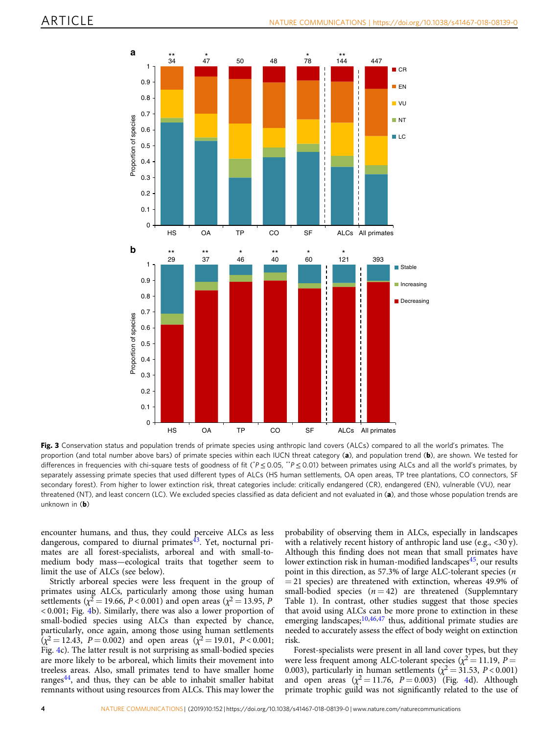Fig. 3 Conservation status and population trends of primate species using anthropic land covers (ALCs) compared to all the world's primates. The proportion (and total number above bars) of primate species within each IUCN threat category (**a**), and population trend (**b**), are shown. We tested for differences in frequencies with chi-square tests of goodness of fit (*$P \le 0.05$, **$P \le 0.01$) between primates using ALCs and all the world's primates, by separately assessing primate species that used different types of ALCs (HS human settlements, OA open areas, TP tree plantations, CO connectors, SF secondary forest). From higher to lower extinction risk, threat categories include: critically endangered (CR), endangered (EN), vulnerable (VU), near threatened (NT), and least concern (LC). We excluded species classified as data deficient and not evaluated in (**a**), and those whose population trends are unknown in (**b**)

encounter humans, and thus, they could perceive ALCs as less dangerous, compared to diurnal primates[43]. Yet, nocturnal primates are all forest-specialists, arboreal and with small-to-medium body mass—ecological traits that together seem to limit the use of ALCs (see below).

Strictly arboreal species were less frequent in the group of primates using ALCs, particularly among those using human settlements ($\chi^2 = 19.66$, $P < 0.001$) and open areas ($\chi^2 = 13.95$, $P < 0.001$; Fig. 4b). Similarly, there was also a lower proportion of small-bodied species using ALCs than expected by chance, particularly, once again, among those using human settlements ($\chi^2 = 12.43$, $P = 0.002$) and open areas ($\chi^2 = 19.01$, $P < 0.001$; Fig. 4c). The latter result is not surprising as small-bodied species are more likely to be arboreal, which limits their movement into treeless areas. Also, small primates tend to have smaller home ranges[44], and thus, they can be able to inhabit smaller habitat remnants without using resources from ALCs. This may lower the probability of observing them in ALCs, especially in landscapes with a relatively recent history of anthropic land use (e.g., <30 y). Although this finding does not mean that small primates have lower extinction risk in human-modified landscapes[45], our results point in this direction, as 57.3% of large ALC-tolerant species ($n = 21$ species) are threatened with extinction, whereas 49.9% of small-bodied species ($n = 42$) are threatened (Supplemntary Table 1). In contrast, other studies suggest that those species that avoid using ALCs can be more prone to extinction in these emerging landscapes;[10,46,47] thus, additional primate studies are needed to accurately assess the effect of body weight on extinction risk.

Forest-specialists were present in all land cover types, but they were less frequent among ALC-tolerant species ($\chi^2 = 11.19$, $P = 0.003$), particularly in human settlements ($\chi^2 = 31.53$, $P < 0.001$) and open areas ($\chi^2 = 11.76$, $P = 0.003$) (Fig. 4d). Although primate trophic guild was not significantly related to the use of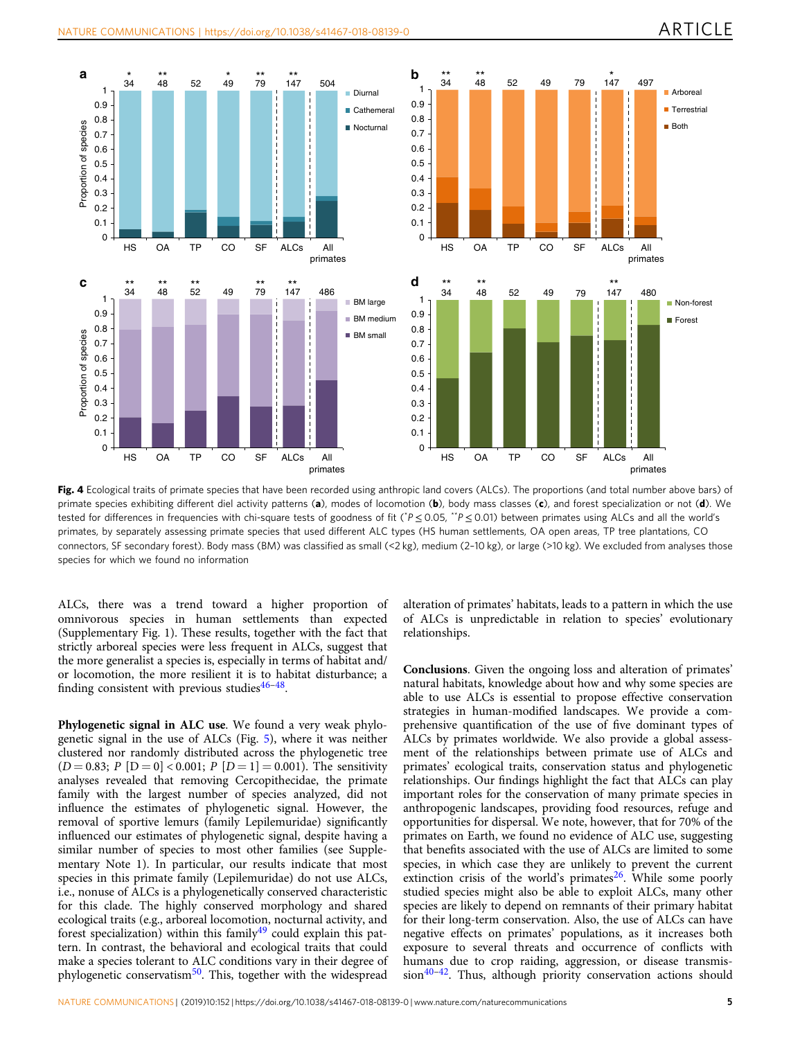a

\* \*\* \* \*\* \*\*

34 48 52 49 79 147 504

Proportion of species

1 0.9 0.8 0.7 0.6 0.5 0.4 0.3 0.2 0.1 0

HS OA TP CO SF ALCs All primates

Diurnal

Cathemeral

Nocturnal

b

\*\* \*\* \*

34 48 52 49 79 147 497

1 0.9 0.8 0.7 0.6 0.5 0.4 0.3 0.2 0.1 0

HS OA TP CO SF ALCs All primates

Arboreal

Terrestrial

Both

c

\*\* \*\* \*\* \*\* \*\*

34 48 52 49 79 147 486

Proportion of species

1 0.9 0.8 0.7 0.6 0.5 0.4 0.3 0.2 0.1 0

HS OA TP CO SF ALCs All primates

BM large

BM medium

BM small

d

\*\* \*\* \*\*

34 48 52 49 79 147 480

1 0.9 0.8 0.7 0.6 0.5 0.4 0.3 0.2 0.1 0

HS OA TP CO SF ALCs All primates

Non-forest

Forest

**Fig. 4** Ecological traits of primate species that have been recorded using anthropic land covers (ALCs). The proportions (and total number above bars) of primate species exhibiting different diel activity patterns (**a**), modes of locomotion (**b**), body mass classes (**c**), and forest specialization or not (**d**). We tested for differences in frequencies with chi-square tests of goodness of fit ($^{*}P \leq 0.05$, $^{**}P \leq 0.01$) between primates using ALCs and all the world's primates, by separately assessing primate species that used different ALC types (HS human settlements, OA open areas, TP tree plantations, CO connectors, SF secondary forest). Body mass (BM) was classified as small (<2 kg), medium (2–10 kg), or large (>10 kg). We excluded from analyses those species for which we found no information

ALCs, there was a trend toward a higher proportion of omnivorous species in human settlements than expected (Supplementary Fig. 1). These results, together with the fact that strictly arboreal species were less frequent in ALCs, suggest that the more generalist a species is, especially in terms of habitat and/or locomotion, the more resilient it is to habitat disturbance; a finding consistent with previous studies[46–48].

**Phylogenetic signal in ALC use**. We found a very weak phylogenetic signal in the use of ALCs (Fig. 5), where it was neither clustered nor randomly distributed across the phylogenetic tree ($D = 0.83$; $P$ [$D = 0$] < 0.001; $P$ [$D = 1$] = 0.001). The sensitivity analyses revealed that removing Cercopithecidae, the primate family with the largest number of species analyzed, did not influence the estimates of phylogenetic signal. However, the removal of sportive lemurs (family Lepilemuridae) significantly influenced our estimates of phylogenetic signal, despite having a similar number of species to most other families (see Supplementary Note 1). In particular, our results indicate that most species in this primate family (Lepilemuridae) do not use ALCs, i.e., nonuse of ALCs is a phylogenetically conserved characteristic for this clade. The highly conserved morphology and shared ecological traits (e.g., arboreal locomotion, nocturnal activity, and forest specialization) within this family[49] could explain this pattern. In contrast, the behavioral and ecological traits that could make a species tolerant to ALC conditions vary in their degree of phylogenetic conservatism[50]. This, together with the widespread alteration of primates' habitats, leads to a pattern in which the use of ALCs is unpredictable in relation to species' evolutionary relationships.

**Conclusions**. Given the ongoing loss and alteration of primates' natural habitats, knowledge about how and why some species are able to use ALCs is essential to propose effective conservation strategies in human-modified landscapes. We provide a comprehensive quantification of the use of five dominant types of ALCs by primates worldwide. We also provide a global assessment of the relationships between primate use of ALCs and primates' ecological traits, conservation status and phylogenetic relationships. Our findings highlight the fact that ALCs can play important roles for the conservation of many primate species in anthropogenic landscapes, providing food resources, refuge and opportunities for dispersal. We note, however, that for 70% of the primates on Earth, we found no evidence of ALC use, suggesting that benefits associated with the use of ALCs are limited to some species, in which case they are unlikely to prevent the current extinction crisis of the world's primates[26]. While some poorly studied species might also be able to exploit ALCs, many other species are likely to depend on remnants of their primary habitat for their long-term conservation. Also, the use of ALCs can have negative effects on primates' populations, as it increases both exposure to several threats and occurrence of conflicts with humans due to crop raiding, aggression, or disease transmission[40–42]. Thus, although priority conservation actions should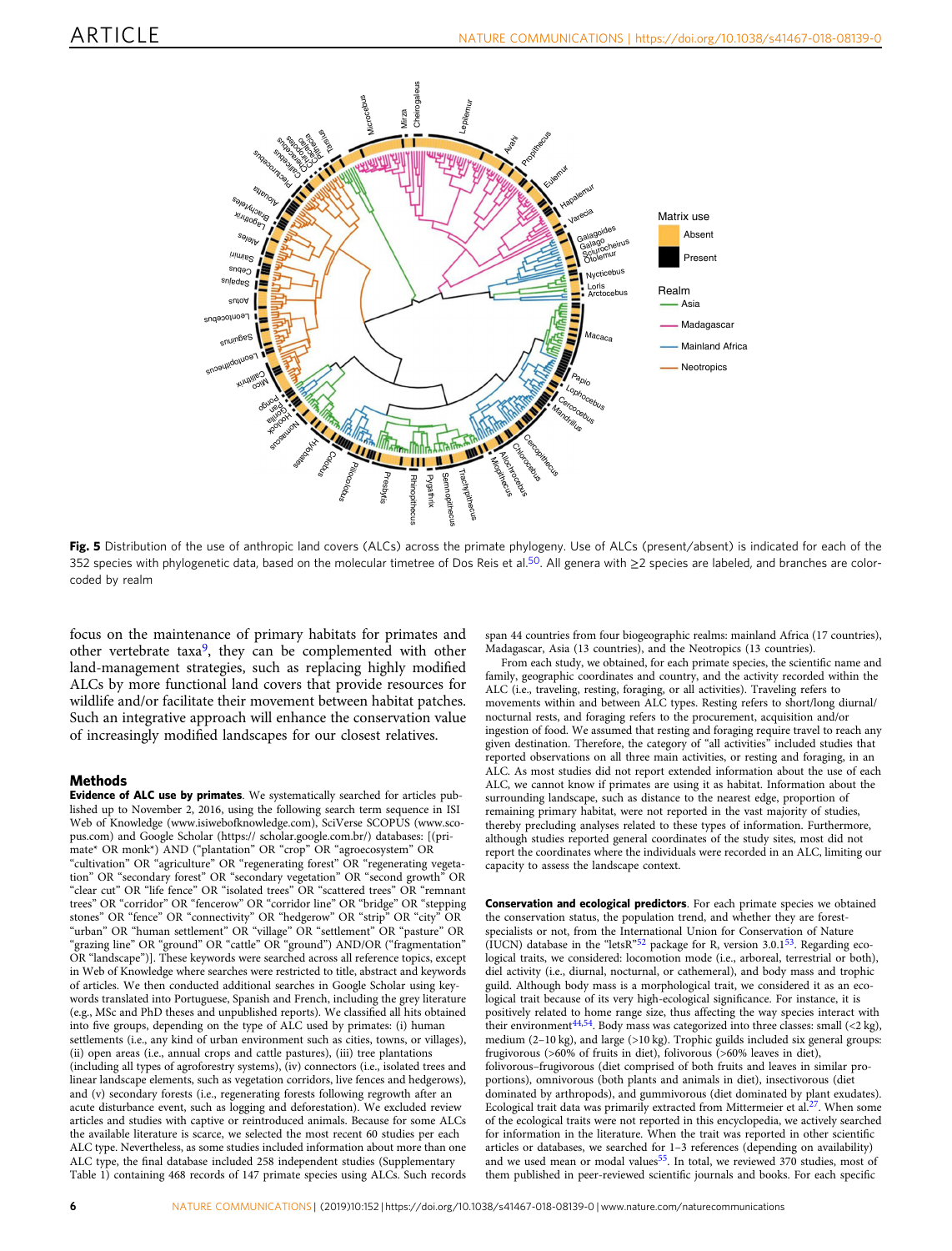Matrix use

Absent

Present

Realm

Asia

Madagascar

Mainland Africa

Neotropics

Microcebus

Mirza

Cheirogaleus

Lepilemur

Avahi

Propithecus

Eulemur

Hapalemur

Varecia

Galagoides

Galago

Sciurocheirus

Otolemur

Nycticebus

Loris

Arctocebus

Macaca

Papio

Lophocebus

Cercocebus

Mandrillus

Cercopithecus

Chlorocebus

Allochrocebus

Miopithecus

Trachypithecus

Semnopithecus

Pygathrix

Rhinopithecus

Presbytis

Piliocolobus

Colobus

Hylobates

Nomascus

Hoolock

Gorilla

Pan

Pongo

Mico

Callithrix

Leontopithecus

Saguinus

Leontocebus

Aotus

Sapajus

Cebus

Saimiri

Ateles

Lagothrix

Brachyteles

Alouatta

Plecturocebus

Callicebus

Cheracebus

Chiropotes

Cacajao

Pithecia

Tarsius

**Fig. 5** Distribution of the use of anthropic land covers (ALCs) across the primate phylogeny. Use of ALCs (present/absent) is indicated for each of the 352 species with phylogenetic data, based on the molecular timetree of Dos Reis et al.[50]. All genera with ≥2 species are labeled, and branches are color-coded by realm

focus on the maintenance of primary habitats for primates and other vertebrate taxa[9], they can be complemented with other land-management strategies, such as replacing highly modified ALCs by more functional land covers that provide resources for wildlife and/or facilitate their movement between habitat patches. Such an integrative approach will enhance the conservation value of increasingly modified landscapes for our closest relatives.

## Methods

**Evidence of ALC use by primates**. We systematically searched for articles published up to November 2, 2016, using the following search term sequence in ISI Web of Knowledge (www.isiwebofknowledge.com), SciVerse SCOPUS (www.scopus.com) and Google Scholar (https:// scholar.google.com.br/) databases: [(primate* OR monk*) AND ("plantation" OR "crop" OR "agroecosystem" OR "cultivation" OR "agriculture" OR "regenerating forest" OR "regenerating vegetation" OR "secondary forest" OR "secondary vegetation" OR "second growth" OR "clear cut" OR "life fence" OR "isolated trees" OR "scattered trees" OR "remnant trees" OR "corridor" OR "fencerow" OR "corridor line" OR "bridge" OR "stepping stones" OR "fence" OR "connectivity" OR "hedgerow" OR "strip" OR "city" OR "urban" OR "human settlement" OR "village" OR "settlement" OR "pasture" OR "grazing line" OR "ground" OR "cattle" OR "ground") AND/OR ("fragmentation" OR "landscape")]. These keywords were searched across all reference topics, except in Web of Knowledge where searches were restricted to title, abstract and keywords of articles. We then conducted additional searches in Google Scholar using keywords translated into Portuguese, Spanish and French, including the grey literature (e.g., MSc and PhD theses and unpublished reports). We classified all hits obtained into five groups, depending on the type of ALC used by primates: (i) human settlements (i.e., any kind of urban environment such as cities, towns, or villages), (ii) open areas (i.e., annual crops and cattle pastures), (iii) tree plantations (including all types of agroforestry systems), (iv) connectors (i.e., isolated trees and linear landscape elements, such as vegetation corridors, live fences and hedgerows), and (v) secondary forests (i.e., regenerating forests following regrowth after an acute disturbance event, such as logging and deforestation). We excluded review articles and studies with captive or reintroduced animals. Because for some ALCs the available literature is scarce, we selected the most recent 60 studies per each ALC type. Nevertheless, as some studies included information about more than one ALC type, the final database included 258 independent studies (Supplementary Table 1) containing 468 records of 147 primate species using ALCs. Such records span 44 countries from four biogeographic realms: mainland Africa (17 countries), Madagascar, Asia (13 countries), and the Neotropics (13 countries).

From each study, we obtained, for each primate species, the scientific name and family, geographic coordinates and country, and the activity recorded within the ALC (i.e., traveling, resting, foraging, or all activities). Traveling refers to movements within and between ALC types. Resting refers to short/long diurnal/nocturnal rests, and foraging refers to the procurement, acquisition and/or ingestion of food. We assumed that resting and foraging require travel to reach any given destination. Therefore, the category of "all activities" included studies that reported observations on all three main activities, or resting and foraging, in an ALC. As most studies did not report extended information about the use of each ALC, we cannot know if primates are using it as habitat. Information about the surrounding landscape, such as distance to the nearest edge, proportion of remaining primary habitat, were not reported in the vast majority of studies, thereby precluding analyses related to these types of information. Furthermore, although studies reported geographic coordinates of the study sites, most did not report the coordinates where the individuals were recorded in an ALC, limiting our capacity to assess the landscape context.

**Conservation and ecological predictors**. For each primate species we obtained the conservation status, the population trend, and whether they are forest-specialists or not, from the International Union for Conservation of Nature (IUCN) database in the "letsR"[52] package for R, version 3.0.1[53]. Regarding ecological traits, we considered: locomotion mode (i.e., arboreal, terrestrial or both), diel activity (i.e., diurnal, nocturnal, or cathemeral), and body mass and trophic guild. Although body mass is a morphological trait, we considered it as an ecological trait because of its very high-ecological significance. For instance, it is positively related to home range size, thus affecting the way species interact with their environment[44,54]. Body mass was categorized into three classes: small (<2 kg), medium (2–10 kg), and large (>10 kg). Trophic guilds included six general groups: frugivorous (>60% of fruits in diet), folivorous (>60% leaves in diet), folivorous–frugivorous (diet comprised of both fruits and leaves in similar proportions), omnivorous (both plants and animals in diet), insectivorous (diet dominated by arthropods), and gummivorous (diet dominated by plant exudates). Ecological trait data was primarily extracted from Mittermeier et al.[27]. When some of the ecological traits were not reported in this encyclopedia, we actively searched for information in the literature. When the trait was reported in other scientific articles or databases, we searched for 1–3 references (depending on availability) and we used mean or modal values[55]. In total, we reviewed 370 studies, most of them published in peer-reviewed scientific journals and books. For each specific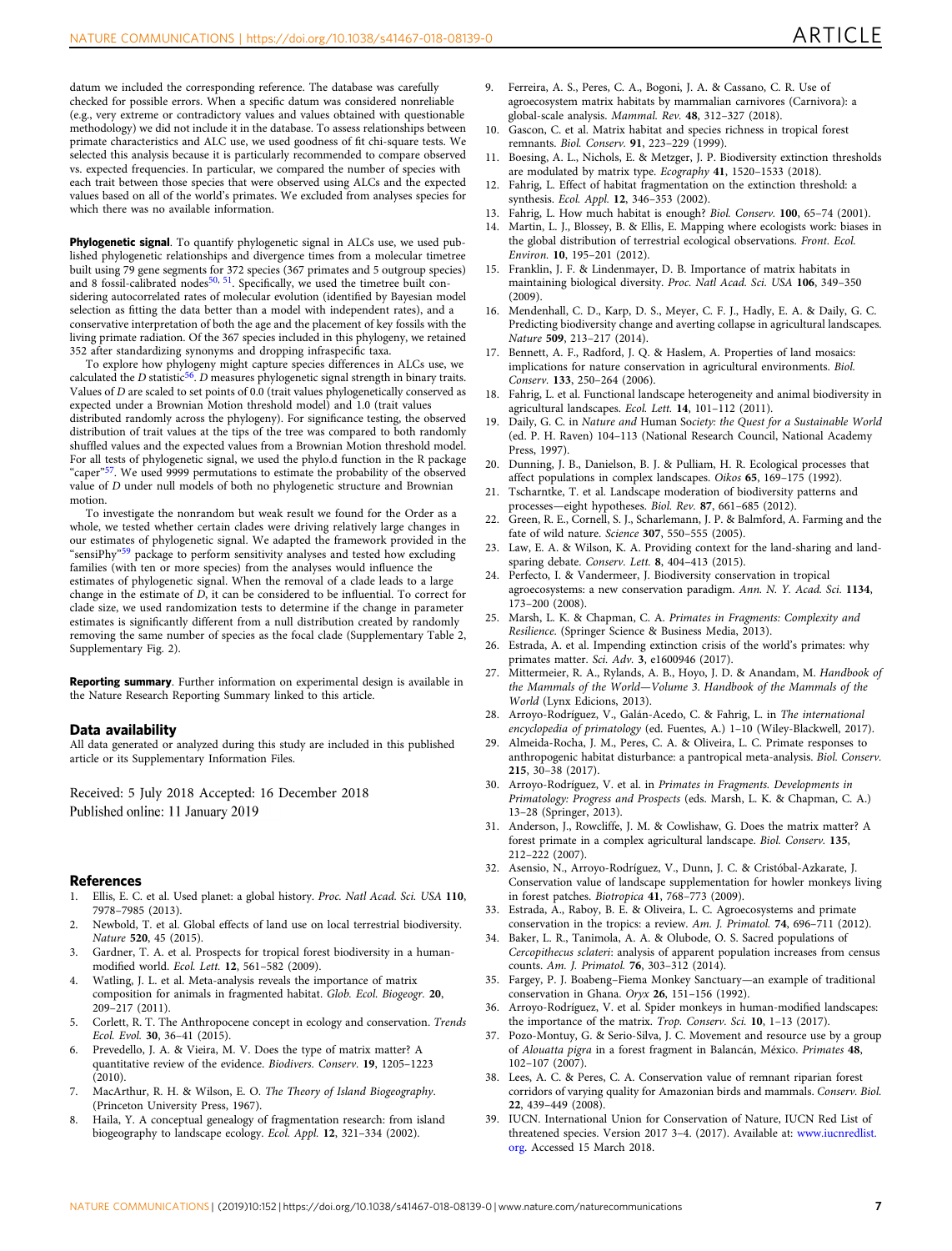datum we included the corresponding reference. The database was carefully checked for possible errors. When a specific datum was considered nonreliable (e.g., very extreme or contradictory values and values obtained with questionable methodology) we did not include it in the database. To assess relationships between primate characteristics and ALC use, we used goodness of fit chi-square tests. We selected this analysis because it is particularly recommended to compare observed vs. expected frequencies. In particular, we compared the number of species with each trait between those species that were observed using ALCs and the expected values based on all of the world's primates. We excluded from analyses species for which there was no available information.

**Phylogenetic signal**. To quantify phylogenetic signal in ALCs use, we used published phylogenetic relationships and divergence times from a molecular timetree built using 79 gene segments for 372 species (367 primates and 5 outgroup species) and 8 fossil-calibrated nodes[50, 51]. Specifically, we used the timetree built considering autocorrelated rates of molecular evolution (identified by Bayesian model selection as fitting the data better than a model with independent rates), and a conservative interpretation of both the age and the placement of key fossils with the living primate radiation. Of the 367 species included in this phylogeny, we retained 352 after standardizing synonyms and dropping infraspecific taxa.

To explore how phylogeny might capture species differences in ALCs use, we calculated the *D* statistic[56]. *D* measures phylogenetic signal strength in binary traits. Values of *D* are scaled to set points of 0.0 (trait values phylogenetically conserved as expected under a Brownian Motion threshold model) and 1.0 (trait values distributed randomly across the phylogeny). For significance testing, the observed distribution of trait values at the tips of the tree was compared to both randomly shuffled values and the expected values from a Brownian Motion threshold model. For all tests of phylogenetic signal, we used the phylo.d function in the R package "caper"[57]. We used 9999 permutations to estimate the probability of the observed value of *D* under null models of both no phylogenetic structure and Brownian motion.

To investigate the nonrandom but weak result we found for the Order as a whole, we tested whether certain clades were driving relatively large changes in our estimates of phylogenetic signal. We adapted the framework provided in the "sensiPhy"[59] package to perform sensitivity analyses and tested how excluding families (with ten or more species) from the analyses would influence the estimates of phylogenetic signal. When the removal of a clade leads to a large change in the estimate of *D*, it can be considered to be influential. To correct for clade size, we used randomization tests to determine if the change in parameter estimates is significantly different from a null distribution created by randomly removing the same number of species as the focal clade (Supplementary Table 2, Supplementary Fig. 2).

**Reporting summary**. Further information on experimental design is available in the Nature Research Reporting Summary linked to this article.

## Data availability

All data generated or analyzed during this study are included in this published article or its Supplementary Information Files.

Received: 5 July 2018 Accepted: 16 December 2018
Published online: 11 January 2019

## References

1. Ellis, E. C. et al. Used planet: a global history. *Proc. Natl Acad. Sci. USA* **110**, 7978–7985 (2013).
2. Newbold, T. et al. Global effects of land use on local terrestrial biodiversity. *Nature* **520**, 45 (2015).
3. Gardner, T. A. et al. Prospects for tropical forest biodiversity in a human-modified world. *Ecol. Lett.* **12**, 561–582 (2009).
4. Watling, J. L. et al. Meta-analysis reveals the importance of matrix composition for animals in fragmented habitat. *Glob. Ecol. Biogeogr.* **20**, 209–217 (2011).
5. Corlett, R. T. The Anthropocene concept in ecology and conservation. *Trends Ecol. Evol.* **30**, 36–41 (2015).
6. Prevedello, J. A. & Vieira, M. V. Does the type of matrix matter? A quantitative review of the evidence. *Biodivers. Conserv.* **19**, 1205–1223 (2010).
7. MacArthur, R. H. & Wilson, E. O. *The Theory of Island Biogeography*. (Princeton University Press, 1967).
8. Haila, Y. A conceptual genealogy of fragmentation research: from island biogeography to landscape ecology. *Ecol. Appl.* **12**, 321–334 (2002).
9. Ferreira, A. S., Peres, C. A., Bogoni, J. A. & Cassano, C. R. Use of agroecosystem matrix habitats by mammalian carnivores (Carnivora): a global-scale analysis. *Mammal. Rev.* **48**, 312–327 (2018).
10. Gascon, C. et al. Matrix habitat and species richness in tropical forest remnants. *Biol. Conserv.* **91**, 223–229 (1999).
11. Boesing, A. L., Nichols, E. & Metzger, J. P. Biodiversity extinction thresholds are modulated by matrix type. *Ecography* **41**, 1520–1533 (2018).
12. Fahrig, L. Effect of habitat fragmentation on the extinction threshold: a synthesis. *Ecol. Appl.* **12**, 346–353 (2002).
13. Fahrig, L. How much habitat is enough? *Biol. Conserv.* **100**, 65–74 (2001).
14. Martin, L. J., Blossey, B. & Ellis, E. Mapping where ecologists work: biases in the global distribution of terrestrial ecological observations. *Front. Ecol. Environ.* **10**, 195–201 (2012).
15. Franklin, J. F. & Lindenmayer, D. B. Importance of matrix habitats in maintaining biological diversity. *Proc. Natl Acad. Sci. USA* **106**, 349–350 (2009).
16. Mendenhall, C. D., Karp, D. S., Meyer, C. F. J., Hadly, E. A. & Daily, G. C. Predicting biodiversity change and averting collapse in agricultural landscapes. *Nature* **509**, 213–217 (2014).
17. Bennett, A. F., Radford, J. Q. & Haslem, A. Properties of land mosaics: implications for nature conservation in agricultural environments. *Biol. Conserv.* **133**, 250–264 (2006).
18. Fahrig, L. et al. Functional landscape heterogeneity and animal biodiversity in agricultural landscapes. *Ecol. Lett.* **14**, 101–112 (2011).
19. Daily, G. C. in *Nature and* Human S*ociety: the Quest for a Sustainable World* (ed. P. H. Raven) 104–113 (National Research Council, National Academy Press, 1997).
20. Dunning, J. B., Danielson, B. J. & Pulliam, H. R. Ecological processes that affect populations in complex landscapes. *Oikos* **65**, 169–175 (1992).
21. Tscharntke, T. et al. Landscape moderation of biodiversity patterns and processes—eight hypotheses. *Biol. Rev.* **87**, 661–685 (2012).
22. Green, R. E., Cornell, S. J., Scharlemann, J. P. & Balmford, A. Farming and the fate of wild nature. *Science* **307**, 550–555 (2005).
23. Law, E. A. & Wilson, K. A. Providing context for the land-sharing and land-sparing debate. *Conserv. Lett.* **8**, 404–413 (2015).
24. Perfecto, I. & Vandermeer, J. Biodiversity conservation in tropical agroecosystems: a new conservation paradigm. *Ann. N. Y. Acad. Sci.* **1134**, 173–200 (2008).
25. Marsh, L. K. & Chapman, C. A. *Primates in Fragments: Complexity and Resilience*. (Springer Science & Business Media, 2013).
26. Estrada, A. et al. Impending extinction crisis of the world's primates: why primates matter. *Sci. Adv.* **3**, e1600946 (2017).
27. Mittermeier, R. A., Rylands, A. B., Hoyo, J. D. & Anandam, M. *Handbook of the Mammals of the World—Volume 3. Handbook of the Mammals of the World* (Lynx Edicions, 2013).
28. Arroyo-Rodríguez, V., Galán-Acedo, C. & Fahrig, L. in *The international encyclopedia of primatology* (ed. Fuentes, A.) 1–10 (Wiley-Blackwell, 2017).
29. Almeida-Rocha, J. M., Peres, C. A. & Oliveira, L. C. Primate responses to anthropogenic habitat disturbance: a pantropical meta-analysis. *Biol. Conserv.* **215**, 30–38 (2017).
30. Arroyo-Rodríguez, V. et al. in *Primates in Fragments. Developments in Primatology: Progress and Prospects* (eds. Marsh, L. K. & Chapman, C. A.) 13–28 (Springer, 2013).
31. Anderson, J., Rowcliffe, J. M. & Cowlishaw, G. Does the matrix matter? A forest primate in a complex agricultural landscape. *Biol. Conserv.* **135**, 212–222 (2007).
32. Asensio, N., Arroyo-Rodríguez, V., Dunn, J. C. & Cristóbal-Azkarate, J. Conservation value of landscape supplementation for howler monkeys living in forest patches. *Biotropica* **41**, 768–773 (2009).
33. Estrada, A., Raboy, B. E. & Oliveira, L. C. Agroecosystems and primate conservation in the tropics: a review. *Am. J. Primatol.* **74**, 696–711 (2012).
34. Baker, L. R., Tanimola, A. A. & Olubode, O. S. Sacred populations of *Cercopithecus sclateri*: analysis of apparent population increases from census counts. *Am. J. Primatol.* **76**, 303–312 (2014).
35. Fargey, P. J. Boabeng–Fiema Monkey Sanctuary—an example of traditional conservation in Ghana. *Oryx* **26**, 151–156 (1992).
36. Arroyo-Rodríguez, V. et al. Spider monkeys in human-modified landscapes: the importance of the matrix. *Trop. Conserv. Sci.* **10**, 1–13 (2017).
37. Pozo-Montuy, G. & Serio-Silva, J. C. Movement and resource use by a group of *Alouatta pigra* in a forest fragment in Balancán, México. *Primates* **48**, 102–107 (2007).
38. Lees, A. C. & Peres, C. A. Conservation value of remnant riparian forest corridors of varying quality for Amazonian birds and mammals. *Conserv. Biol.* **22**, 439–449 (2008).
39. IUCN. International Union for Conservation of Nature, IUCN Red List of threatened species. Version 2017 3–4. (2017). Available at: www.iucnredlist.org. Accessed 15 March 2018.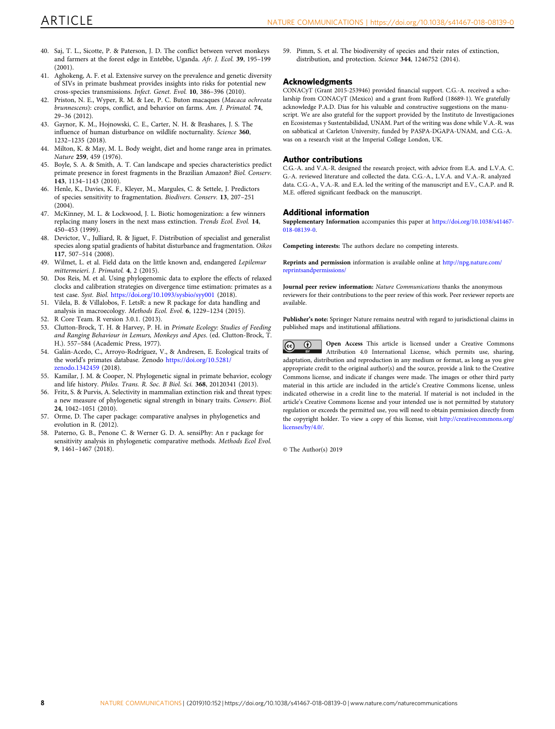40. Saj, T. L., Sicotte, P. & Paterson, J. D. The conflict between vervet monkeys and farmers at the forest edge in Entebbe, Uganda. *Afr. J. Ecol.* **39**, 195–199 (2001).
41. Aghokeng, A. F. et al. Extensive survey on the prevalence and genetic diversity of SIVs in primate bushmeat provides insights into risks for potential new cross-species transmissions. *Infect. Genet. Evol.* **10**, 386–396 (2010).
42. Priston, N. E., Wyper, R. M. & Lee, P. C. Buton macaques (*Macaca ochreata brunnescens*): crops, conflict, and behavior on farms. *Am. J. Primatol.* **74**, 29–36 (2012).
43. Gaynor, K. M., Hojnowski, C. E., Carter, N. H. & Brashares, J. S. The influence of human disturbance on wildlife nocturnality. *Science* **360**, 1232–1235 (2018).
44. Milton, K. & May, M. L. Body weight, diet and home range area in primates. *Nature* **259**, 459 (1976).
45. Boyle, S. A. & Smith, A. T. Can landscape and species characteristics predict primate presence in forest fragments in the Brazilian Amazon? *Biol. Conserv.* **143**, 1134–1143 (2010).
46. Henle, K., Davies, K. F., Kleyer, M., Margules, C. & Settele, J. Predictors of species sensitivity to fragmentation. *Biodivers. Conserv.* **13**, 207–251 (2004).
47. McKinney, M. L. & Lockwood, J. L. Biotic homogenization: a few winners replacing many losers in the next mass extinction. *Trends Ecol. Evol.* **14**, 450–453 (1999).
48. Devictor, V., Julliard, R. & Jiguet, F. Distribution of specialist and generalist species along spatial gradients of habitat disturbance and fragmentation. *Oikos* **117**, 507–514 (2008).
49. Wilmet, L. et al. Field data on the little known and, endangered *Lepilemur mittermeieri*. *J. Primatol.* **4**, 2 (2015).
50. Dos Reis, M. et al. Using phylogenomic data to explore the effects of relaxed clocks and calibration strategies on divergence time estimation: primates as a test case. *Syst. Biol.* https://doi.org/10.1093/sysbio/syy001 (2018).
51. Vilela, B. & Villalobos, F. LetsR: a new R package for data handling and analysis in macroecology. *Methods Ecol. Evol.* **6**, 1229–1234 (2015).
52. R Core Team. R version 3.0.1. (2013).
53. Clutton-Brock, T. H. & Harvey, P. H. in *Primate Ecology: Studies of Feeding and Ranging Behaviour in Lemurs, Monkeys and Apes*. (ed. Clutton-Brock, T. H.). 557–584 (Academic Press, 1977).
54. Galán-Acedo, C., Arroyo-Rodríguez, V., & Andresen, E. Ecological traits of the world's primates database. Zenodo https://doi.org/10.5281/zenodo.1342459 (2018).
55. Kamilar, J. M. & Cooper, N. Phylogenetic signal in primate behavior, ecology and life history. *Philos. Trans. R. Soc. B Biol. Sci.* **368**, 20120341 (2013).
56. Fritz, S. & Purvis, A. Selectivity in mammalian extinction risk and threat types: a new measure of phylogenetic signal strength in binary traits. *Conserv. Biol.* **24**, 1042–1051 (2010).
57. Orme, D. The caper package: comparative analyses in phylogenetics and evolution in R. (2012).
58. Paterno, G. B., Penone C. & Werner G. D. A. sensiPhy: An r package for sensitivity analysis in phylogenetic comparative methods. *Methods Ecol Evol.* **9**, 1461–1467 (2018).
59. Pimm, S. et al. The biodiversity of species and their rates of extinction, distribution, and protection. *Science* **344**, 1246752 (2014).

## Acknowledgments

CONACyT (Grant 2015-253946) provided financial support. C.G.-A. received a scholarship from CONACyT (Mexico) and a grant from Rufford (18689-1). We gratefully acknowledge P.A.D. Dias for his valuable and constructive suggestions on the manuscript. We are also grateful for the support provided by the Instituto de Investigaciones en Ecosistemas y Sustentabilidad, UNAM. Part of the writing was done while V.A.-R. was on sabbatical at Carleton University, funded by PASPA-DGAPA-UNAM, and C.G.-A. was on a research visit at the Imperial College London, UK.

## Author contributions

C.G.-A. and V.A.-R. designed the research project, with advice from E.A. and L.V.A. C. G.-A. reviewed literature and collected the data. C.G.-A., L.V.A. and V.A.-R. analyzed data. C.G.-A., V.A.-R. and E.A. led the writing of the manuscript and E.V., C.A.P. and R. M.E. offered significant feedback on the manuscript.

## Additional information

**Supplementary Information** accompanies this paper at https://doi.org/10.1038/s41467-018-08139-0.

**Competing interests:** The authors declare no competing interests.

**Reprints and permission** information is available online at http://npg.nature.com/reprintsandpermissions/

**Journal peer review information:** *Nature Communications* thanks the anonymous reviewers for their contributions to the peer review of this work. Peer reviewer reports are available.

**Publisher's note:** Springer Nature remains neutral with regard to jurisdictional claims in published maps and institutional affiliations.

**Open Access** This article is licensed under a Creative Commons Attribution 4.0 International License, which permits use, sharing, adaptation, distribution and reproduction in any medium or format, as long as you give appropriate credit to the original author(s) and the source, provide a link to the Creative Commons license, and indicate if changes were made. The images or other third party material in this article are included in the article's Creative Commons license, unless indicated otherwise in a credit line to the material. If material is not included in the article's Creative Commons license and your intended use is not permitted by statutory regulation or exceeds the permitted use, you will need to obtain permission directly from the copyright holder. To view a copy of this license, visit http://creativecommons.org/licenses/by/4.0/.

© The Author(s) 2019